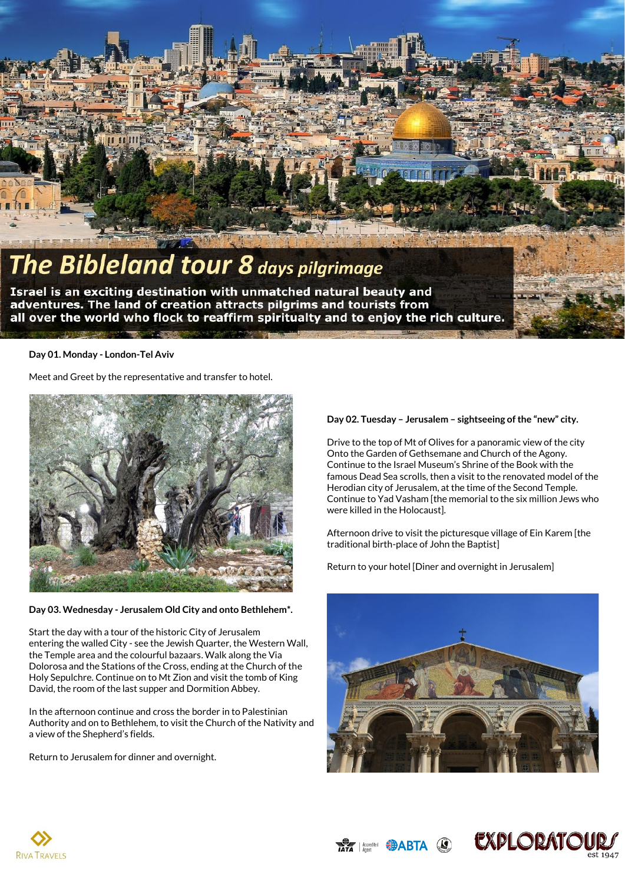# The Bibleland tour 8 days pilgrimage

**Israel is an exciting destination with unmatched natural beauty and adventures. The land of creation attracts pilgrims and tourists from all over the world who flock to reaffirm spiritualty and to enjoy the rich culture.**

**Day 01. Monday - London-Tel Aviv**

Meet and Greet by the representative and transfer to hotel.

**Day 02. Tuesday – Jerusalem – sightseeing of the "new" city.**

Drive to the top of Mt of Olives for a panoramic view of the city Onto the Garden of Gethsemane and Church of the Agony. Continue to the Israel Museum's Shrine of the Book with the famous Dead Sea scrolls, then a visit to the renovated model of the Herodian city of Jerusalem, at the time of the Second Temple. Continue to Yad Vasham [the memorial to the six million Jews who were killed in the Holocaust].

Afternoon drive to visit the picturesque village of Ein Karem [the traditional birth-place of John the Baptist]

Return to your hotel [Diner and overnight in Jerusalem]

**Day 03. Wednesday - Jerusalem Old City and onto Bethlehem*.**

Start the day with a tour of the historic City of Jerusalem entering the walled City - see the Jewish Quarter, the Western Wall, the Temple area and the colourful bazaars. Walk along the Via Dolorosa and the Stations of the Cross, ending at the Church of the Holy Sepulchre. Continue on to Mt Zion and visit the tomb of King David, the room of the last supper and Dormition Abbey.

In the afternoon continue and cross the border in to Palestinian Authority and on to Bethlehem, to visit the Church of the Nativity and a view of the Shepherd's fields.

Return to Jerusalem for dinner and overnight.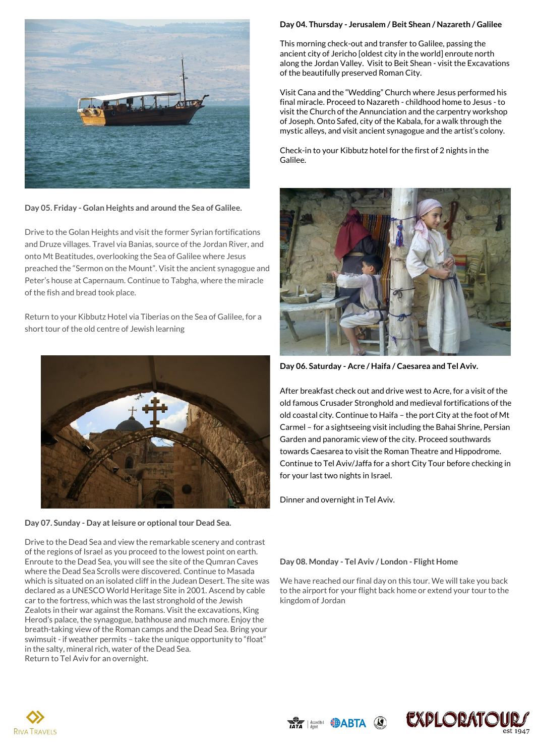**Day 04. Thursday - Jerusalem / Beit Shean / Nazareth / Galilee**

This morning check-out and transfer to Galilee, passing the ancient city of Jericho [oldest city in the world] enroute north along the Jordan Valley. Visit to Beit Shean - visit the Excavations of the beautifully preserved Roman City.

Visit Cana and the "Wedding" Church where Jesus performed his final miracle. Proceed to Nazareth - childhood home to Jesus - to visit the Church of the Annunciation and the carpentry workshop of Joseph. Onto Safed, city of the Kabala, for a walk through the mystic alleys, and visit ancient synagogue and the artist's colony.

Check-in to your Kibbutz hotel for the first of 2 nights in the Galilee.

**Day 05. Friday - Golan Heights and around the Sea of Galilee.**

Drive to the Golan Heights and visit the former Syrian fortifications and Druze villages. Travel via Banias, source of the Jordan River, and onto Mt Beatitudes, overlooking the Sea of Galilee where Jesus preached the "Sermon on the Mount". Visit the ancient synagogue and Peter's house at Capernaum. Continue to Tabgha, where the miracle of the fish and bread took place.

Return to your Kibbutz Hotel via Tiberias on the Sea of Galilee, for a short tour of the old centre of Jewish learning

**Day 06. Saturday - Acre / Haifa / Caesarea and Tel Aviv.**

After breakfast check out and drive west to Acre, for a visit of the old famous Crusader Stronghold and medieval fortifications of the old coastal city. Continue to Haifa – the port City at the foot of Mt Carmel – for a sightseeing visit including the Bahai Shrine, Persian Garden and panoramic view of the city. Proceed southwards towards Caesarea to visit the Roman Theatre and Hippodrome. Continue to Tel Aviv/Jaffa for a short City Tour before checking in for your last two nights in Israel.

Dinner and overnight in Tel Aviv.

**Day 07. Sunday - Day at leisure or optional tour Dead Sea.**

Drive to the Dead Sea and view the remarkable scenery and contrast of the regions of Israel as you proceed to the lowest point on earth. Enroute to the Dead Sea, you will see the site of the Qumran Caves where the Dead Sea Scrolls were discovered. Continue to Masada which is situated on an isolated cliff in the Judean Desert. The site was declared as a UNESCO World Heritage Site in 2001. Ascend by cable car to the fortress, which was the last stronghold of the Jewish Zealots in their war against the Romans. Visit the excavations, King Herod's palace, the synagogue, bathhouse and much more. Enjoy the breath-taking view of the Roman camps and the Dead Sea. Bring your swimsuit - if weather permits – take the unique opportunity to "float" in the salty, mineral rich, water of the Dead Sea.
Return to Tel Aviv for an overnight.

**Day 08. Monday - Tel Aviv / London - Flight Home**

We have reached our final day on this tour. We will take you back to the airport for your flight back home or extend your tour to the kingdom of Jordan